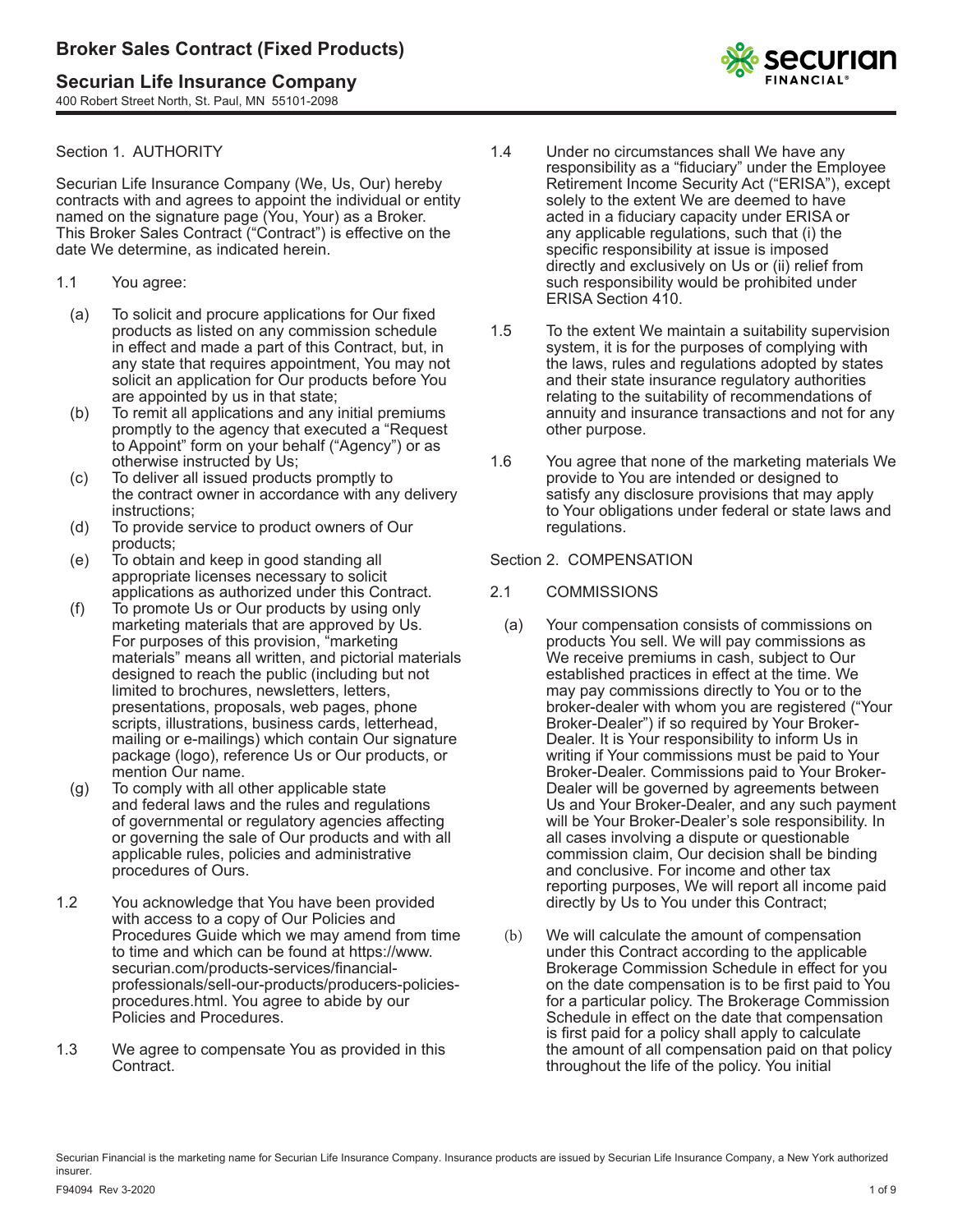# Broker Sales Contract (Fixed Products)

## Securian Life Insurance Company

400 Robert Street North, St. Paul, MN 55101-2098

### Section 1. AUTHORITY

Securian Life Insurance Company (We, Us, Our) hereby contracts with and agrees to appoint the individual or entity named on the signature page (You, Your) as a Broker. This Broker Sales Contract ("Contract") is effective on the date We determine, as indicated herein.

1.1 You agree:

- (a) To solicit and procure applications for Our fixed products as listed on any commission schedule in effect and made a part of this Contract, but, in any state that requires appointment, You may not solicit an application for Our products before You are appointed by us in that state;
- (b) To remit all applications and any initial premiums promptly to the agency that executed a "Request to Appoint" form on your behalf ("Agency") or as otherwise instructed by Us;
- (c) To deliver all issued products promptly to the contract owner in accordance with any delivery instructions;
- (d) To provide service to product owners of Our products;
- (e) To obtain and keep in good standing all appropriate licenses necessary to solicit applications as authorized under this Contract.
- (f) To promote Us or Our products by using only marketing materials that are approved by Us. For purposes of this provision, "marketing materials" means all written, and pictorial materials designed to reach the public (including but not limited to brochures, newsletters, letters, presentations, proposals, web pages, phone scripts, illustrations, business cards, letterhead, mailing or e-mailings) which contain Our signature package (logo), reference Us or Our products, or mention Our name.
- (g) To comply with all other applicable state and federal laws and the rules and regulations of governmental or regulatory agencies affecting or governing the sale of Our products and with all applicable rules, policies and administrative procedures of Ours.

1.2 You acknowledge that You have been provided with access to a copy of Our Policies and Procedures Guide which we may amend from time to time and which can be found at https://www.securian.com/products-services/financial-professionals/sell-our-products/producers-policies-procedures.html. You agree to abide by our Policies and Procedures.

1.3 We agree to compensate You as provided in this Contract.

1.4 Under no circumstances shall We have any responsibility as a "fiduciary" under the Employee Retirement Income Security Act ("ERISA"), except solely to the extent We are deemed to have acted in a fiduciary capacity under ERISA or any applicable regulations, such that (i) the specific responsibility at issue is imposed directly and exclusively on Us or (ii) relief from such responsibility would be prohibited under ERISA Section 410.

1.5 To the extent We maintain a suitability supervision system, it is for the purposes of complying with the laws, rules and regulations adopted by states and their state insurance regulatory authorities relating to the suitability of recommendations of annuity and insurance transactions and not for any other purpose.

1.6 You agree that none of the marketing materials We provide to You are intended or designed to satisfy any disclosure provisions that may apply to Your obligations under federal or state laws and regulations.

### Section 2. COMPENSATION

2.1 COMMISSIONS

- (a) Your compensation consists of commissions on products You sell. We will pay commissions as We receive premiums in cash, subject to Our established practices in effect at the time. We may pay commissions directly to You or to the broker-dealer with whom you are registered ("Your Broker-Dealer") if so required by Your Broker-Dealer. It is Your responsibility to inform Us in writing if Your commissions must be paid to Your Broker-Dealer. Commissions paid to Your Broker-Dealer will be governed by agreements between Us and Your Broker-Dealer, and any such payment will be Your Broker-Dealer's sole responsibility. In all cases involving a dispute or questionable commission claim, Our decision shall be binding and conclusive. For income and other tax reporting purposes, We will report all income paid directly by Us to You under this Contract;
- (b) We will calculate the amount of compensation under this Contract according to the applicable Brokerage Commission Schedule in effect for you on the date compensation is to be first paid to You for a particular policy. The Brokerage Commission Schedule in effect on the date that compensation is first paid for a policy shall apply to calculate the amount of all compensation paid on that policy throughout the life of the policy. You initial

Securian Financial is the marketing name for Securian Life Insurance Company. Insurance products are issued by Securian Life Insurance Company, a New York authorized insurer.

F94094 Rev 3-2020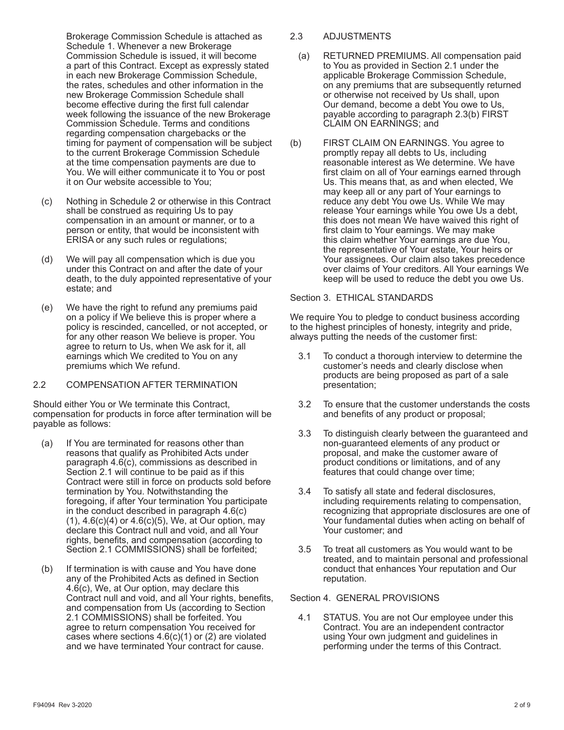Brokerage Commission Schedule is attached as Schedule 1. Whenever a new Brokerage Commission Schedule is issued, it will become a part of this Contract. Except as expressly stated in each new Brokerage Commission Schedule, the rates, schedules and other information in the new Brokerage Commission Schedule shall become effective during the first full calendar week following the issuance of the new Brokerage Commission Schedule. Terms and conditions regarding compensation chargebacks or the timing for payment of compensation will be subject to the current Brokerage Commission Schedule at the time compensation payments are due to You. We will either communicate it to You or post it on Our website accessible to You;

(c) Nothing in Schedule 2 or otherwise in this Contract shall be construed as requiring Us to pay compensation in an amount or manner, or to a person or entity, that would be inconsistent with ERISA or any such rules or regulations;

(d) We will pay all compensation which is due you under this Contract on and after the date of your death, to the duly appointed representative of your estate; and

(e) We have the right to refund any premiums paid on a policy if We believe this is proper where a policy is rescinded, cancelled, or not accepted, or for any other reason We believe is proper. You agree to return to Us, when We ask for it, all earnings which We credited to You on any premiums which We refund.

2.2 COMPENSATION AFTER TERMINATION

Should either You or We terminate this Contract, compensation for products in force after termination will be payable as follows:

(a) If You are terminated for reasons other than reasons that qualify as Prohibited Acts under paragraph 4.6(c), commissions as described in Section 2.1 will continue to be paid as if this Contract were still in force on products sold before termination by You. Notwithstanding the foregoing, if after Your termination You participate in the conduct described in paragraph 4.6(c)(1), 4.6(c)(4) or 4.6(c)(5), We, at Our option, may declare this Contract null and void, and all Your rights, benefits, and compensation (according to Section 2.1 COMMISSIONS) shall be forfeited;

(b) If termination is with cause and You have done any of the Prohibited Acts as defined in Section 4.6(c), We, at Our option, may declare this Contract null and void, and all Your rights, benefits, and compensation from Us (according to Section 2.1 COMMISSIONS) shall be forfeited. You agree to return compensation You received for cases where sections 4.6(c)(1) or (2) are violated and we have terminated Your contract for cause.

2.3 ADJUSTMENTS

(a) RETURNED PREMIUMS. All compensation paid to You as provided in Section 2.1 under the applicable Brokerage Commission Schedule, on any premiums that are subsequently returned or otherwise not received by Us shall, upon Our demand, become a debt You owe to Us, payable according to paragraph 2.3(b) FIRST CLAIM ON EARNINGS; and

(b) FIRST CLAIM ON EARNINGS. You agree to promptly repay all debts to Us, including reasonable interest as We determine. We have first claim on all of Your earnings earned through Us. This means that, as and when elected, We may keep all or any part of Your earnings to reduce any debt You owe Us. While We may release Your earnings while You owe Us a debt, this does not mean We have waived this right of first claim to Your earnings. We may make this claim whether Your earnings are due You, the representative of Your estate, Your heirs or Your assignees. Our claim also takes precedence over claims of Your creditors. All Your earnings We keep will be used to reduce the debt you owe Us.

Section 3. ETHICAL STANDARDS

We require You to pledge to conduct business according to the highest principles of honesty, integrity and pride, always putting the needs of the customer first:

3.1 To conduct a thorough interview to determine the customer's needs and clearly disclose when products are being proposed as part of a sale presentation;

3.2 To ensure that the customer understands the costs and benefits of any product or proposal;

3.3 To distinguish clearly between the guaranteed and non-guaranteed elements of any product or proposal, and make the customer aware of product conditions or limitations, and of any features that could change over time;

3.4 To satisfy all state and federal disclosures, including requirements relating to compensation, recognizing that appropriate disclosures are one of Your fundamental duties when acting on behalf of Your customer; and

3.5 To treat all customers as You would want to be treated, and to maintain personal and professional conduct that enhances Your reputation and Our reputation.

Section 4. GENERAL PROVISIONS

4.1 STATUS. You are not Our employee under this Contract. You are an independent contractor using Your own judgment and guidelines in performing under the terms of this Contract.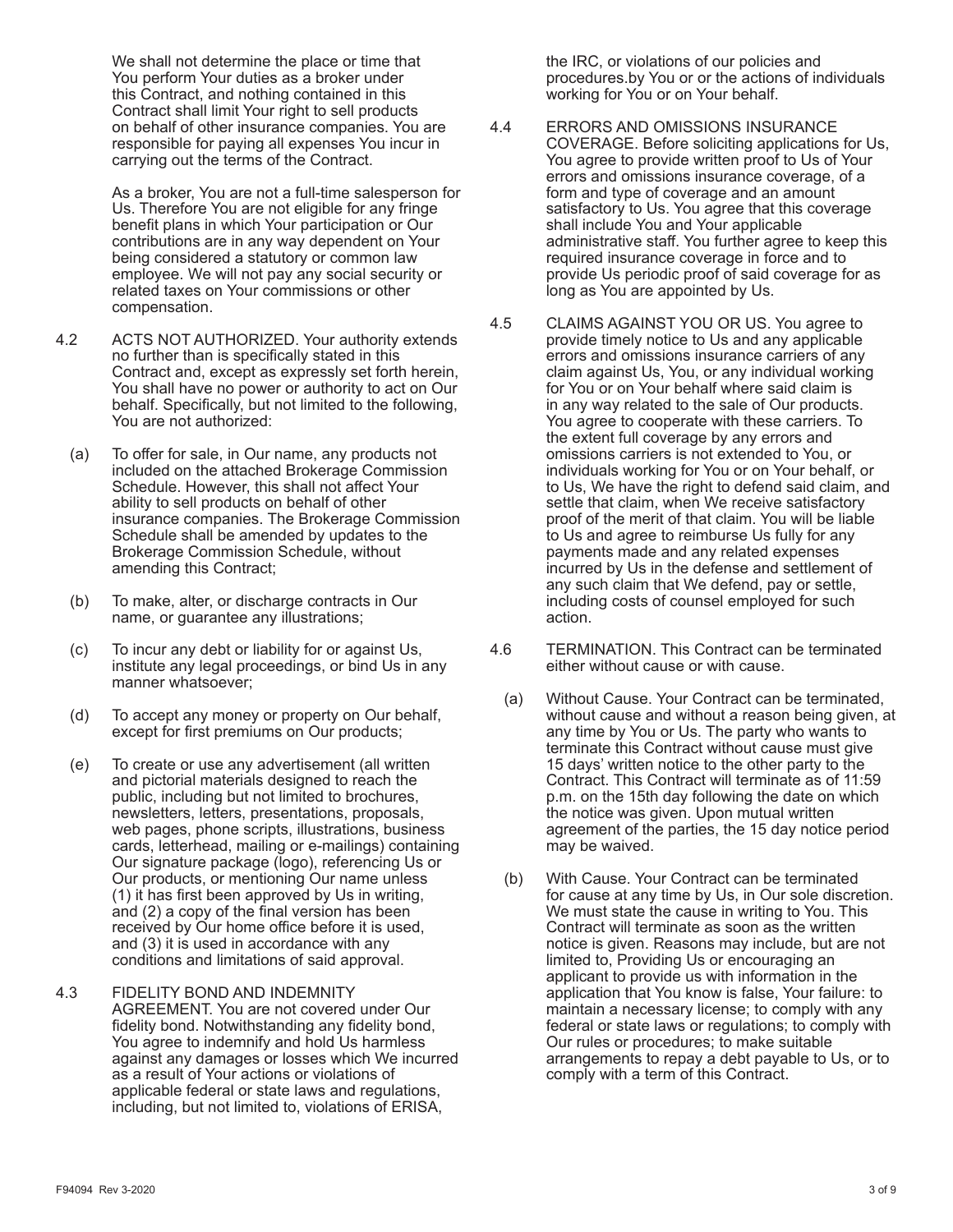We shall not determine the place or time that You perform Your duties as a broker under this Contract, and nothing contained in this Contract shall limit Your right to sell products on behalf of other insurance companies. You are responsible for paying all expenses You incur in carrying out the terms of the Contract.

As a broker, You are not a full-time salesperson for Us. Therefore You are not eligible for any fringe benefit plans in which Your participation or Our contributions are in any way dependent on Your being considered a statutory or common law employee. We will not pay any social security or related taxes on Your commissions or other compensation.

4.2 ACTS NOT AUTHORIZED. Your authority extends no further than is specifically stated in this Contract and, except as expressly set forth herein, You shall have no power or authority to act on Our behalf. Specifically, but not limited to the following, You are not authorized:

(a) To offer for sale, in Our name, any products not included on the attached Brokerage Commission Schedule. However, this shall not affect Your ability to sell products on behalf of other insurance companies. The Brokerage Commission Schedule shall be amended by updates to the Brokerage Commission Schedule, without amending this Contract;

(b) To make, alter, or discharge contracts in Our name, or guarantee any illustrations;

(c) To incur any debt or liability for or against Us, institute any legal proceedings, or bind Us in any manner whatsoever;

(d) To accept any money or property on Our behalf, except for first premiums on Our products;

(e) To create or use any advertisement (all written and pictorial materials designed to reach the public, including but not limited to brochures, newsletters, letters, presentations, proposals, web pages, phone scripts, illustrations, business cards, letterhead, mailing or e-mailings) containing Our signature package (logo), referencing Us or Our products, or mentioning Our name unless (1) it has first been approved by Us in writing, and (2) a copy of the final version has been received by Our home office before it is used, and (3) it is used in accordance with any conditions and limitations of said approval.

4.3 FIDELITY BOND AND INDEMNITY AGREEMENT. You are not covered under Our fidelity bond. Notwithstanding any fidelity bond, You agree to indemnify and hold Us harmless against any damages or losses which We incurred as a result of Your actions or violations of applicable federal or state laws and regulations, including, but not limited to, violations of ERISA, the IRC, or violations of our policies and procedures.by You or or the actions of individuals working for You or on Your behalf.

4.4 ERRORS AND OMISSIONS INSURANCE COVERAGE. Before soliciting applications for Us, You agree to provide written proof to Us of Your errors and omissions insurance coverage, of a form and type of coverage and an amount satisfactory to Us. You agree that this coverage shall include You and Your applicable administrative staff. You further agree to keep this required insurance coverage in force and to provide Us periodic proof of said coverage for as long as You are appointed by Us.

4.5 CLAIMS AGAINST YOU OR US. You agree to provide timely notice to Us and any applicable errors and omissions insurance carriers of any claim against Us, You, or any individual working for You or on Your behalf where said claim is in any way related to the sale of Our products. You agree to cooperate with these carriers. To the extent full coverage by any errors and omissions carriers is not extended to You, or individuals working for You or on Your behalf, or to Us, We have the right to defend said claim, and settle that claim, when We receive satisfactory proof of the merit of that claim. You will be liable to Us and agree to reimburse Us fully for any payments made and any related expenses incurred by Us in the defense and settlement of any such claim that We defend, pay or settle, including costs of counsel employed for such action.

4.6 TERMINATION. This Contract can be terminated either without cause or with cause.

(a) Without Cause. Your Contract can be terminated, without cause and without a reason being given, at any time by You or Us. The party who wants to terminate this Contract without cause must give 15 days' written notice to the other party to the Contract. This Contract will terminate as of 11:59 p.m. on the 15th day following the date on which the notice was given. Upon mutual written agreement of the parties, the 15 day notice period may be waived.

(b) With Cause. Your Contract can be terminated for cause at any time by Us, in Our sole discretion. We must state the cause in writing to You. This Contract will terminate as soon as the written notice is given. Reasons may include, but are not limited to, Providing Us or encouraging an applicant to provide us with information in the application that You know is false, Your failure: to maintain a necessary license; to comply with any federal or state laws or regulations; to comply with Our rules or procedures; to make suitable arrangements to repay a debt payable to Us, or to comply with a term of this Contract.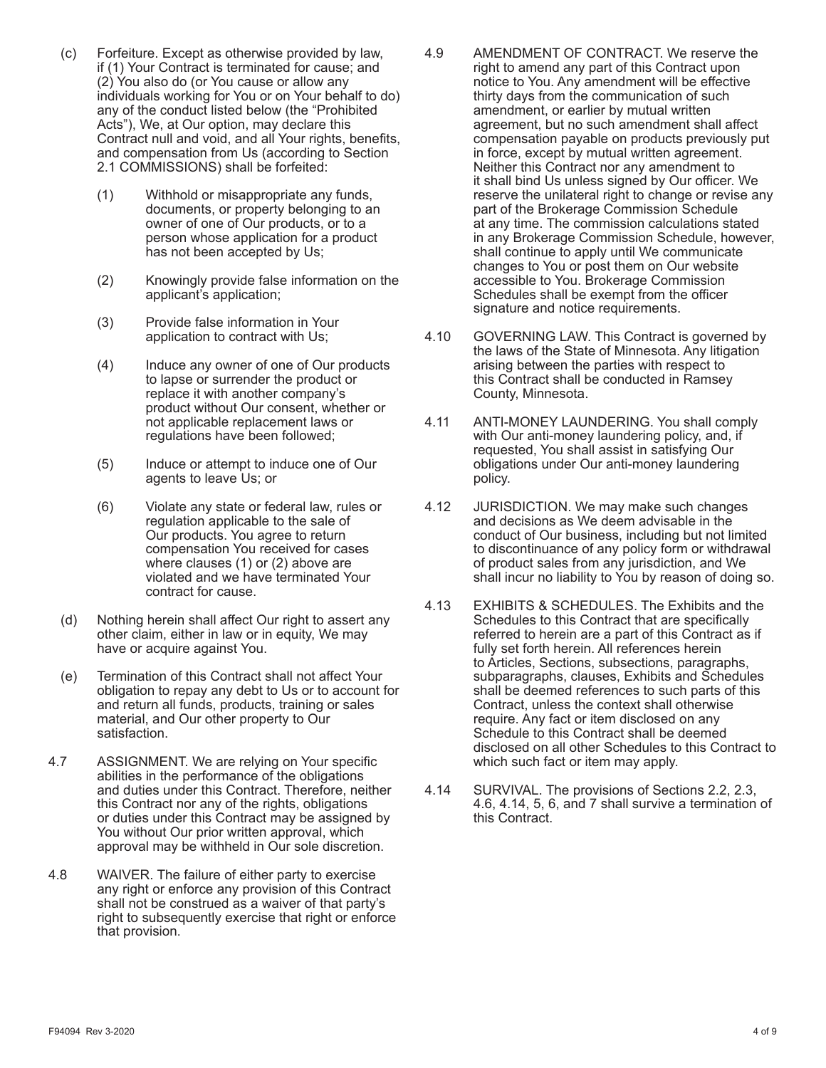(c) Forfeiture. Except as otherwise provided by law, if (1) Your Contract is terminated for cause; and (2) You also do (or You cause or allow any individuals working for You or on Your behalf to do) any of the conduct listed below (the "Prohibited Acts"), We, at Our option, may declare this Contract null and void, and all Your rights, benefits, and compensation from Us (according to Section 2.1 COMMISSIONS) shall be forfeited:

   (1) Withhold or misappropriate any funds, documents, or property belonging to an owner of one of Our products, or to a person whose application for a product has not been accepted by Us;

   (2) Knowingly provide false information on the applicant's application;

   (3) Provide false information in Your application to contract with Us;

   (4) Induce any owner of one of Our products to lapse or surrender the product or replace it with another company's product without Our consent, whether or not applicable replacement laws or regulations have been followed;

   (5) Induce or attempt to induce one of Our agents to leave Us; or

   (6) Violate any state or federal law, rules or regulation applicable to the sale of Our products. You agree to return compensation You received for cases where clauses (1) or (2) above are violated and we have terminated Your contract for cause.

(d) Nothing herein shall affect Our right to assert any other claim, either in law or in equity, We may have or acquire against You.

(e) Termination of this Contract shall not affect Your obligation to repay any debt to Us or to account for and return all funds, products, training or sales material, and Our other property to Our satisfaction.

4.7 ASSIGNMENT. We are relying on Your specific abilities in the performance of the obligations and duties under this Contract. Therefore, neither this Contract nor any of the rights, obligations or duties under this Contract may be assigned by You without Our prior written approval, which approval may be withheld in Our sole discretion.

4.8 WAIVER. The failure of either party to exercise any right or enforce any provision of this Contract shall not be construed as a waiver of that party's right to subsequently exercise that right or enforce that provision.

4.9 AMENDMENT OF CONTRACT. We reserve the right to amend any part of this Contract upon notice to You. Any amendment will be effective thirty days from the communication of such amendment, or earlier by mutual written agreement, but no such amendment shall affect compensation payable on products previously put in force, except by mutual written agreement. Neither this Contract nor any amendment to it shall bind Us unless signed by Our officer. We reserve the unilateral right to change or revise any part of the Brokerage Commission Schedule at any time. The commission calculations stated in any Brokerage Commission Schedule, however, shall continue to apply until We communicate changes to You or post them on Our website accessible to You. Brokerage Commission Schedules shall be exempt from the officer signature and notice requirements.

4.10 GOVERNING LAW. This Contract is governed by the laws of the State of Minnesota. Any litigation arising between the parties with respect to this Contract shall be conducted in Ramsey County, Minnesota.

4.11 ANTI-MONEY LAUNDERING. You shall comply with Our anti-money laundering policy, and, if requested, You shall assist in satisfying Our obligations under Our anti-money laundering policy.

4.12 JURISDICTION. We may make such changes and decisions as We deem advisable in the conduct of Our business, including but not limited to discontinuance of any policy form or withdrawal of product sales from any jurisdiction, and We shall incur no liability to You by reason of doing so.

4.13 EXHIBITS & SCHEDULES. The Exhibits and the Schedules to this Contract that are specifically referred to herein are a part of this Contract as if fully set forth herein. All references herein to Articles, Sections, subsections, paragraphs, subparagraphs, clauses, Exhibits and Schedules shall be deemed references to such parts of this Contract, unless the context shall otherwise require. Any fact or item disclosed on any Schedule to this Contract shall be deemed disclosed on all other Schedules to this Contract to which such fact or item may apply.

4.14 SURVIVAL. The provisions of Sections 2.2, 2.3, 4.6, 4.14, 5, 6, and 7 shall survive a termination of this Contract.

F94094 Rev 3-2020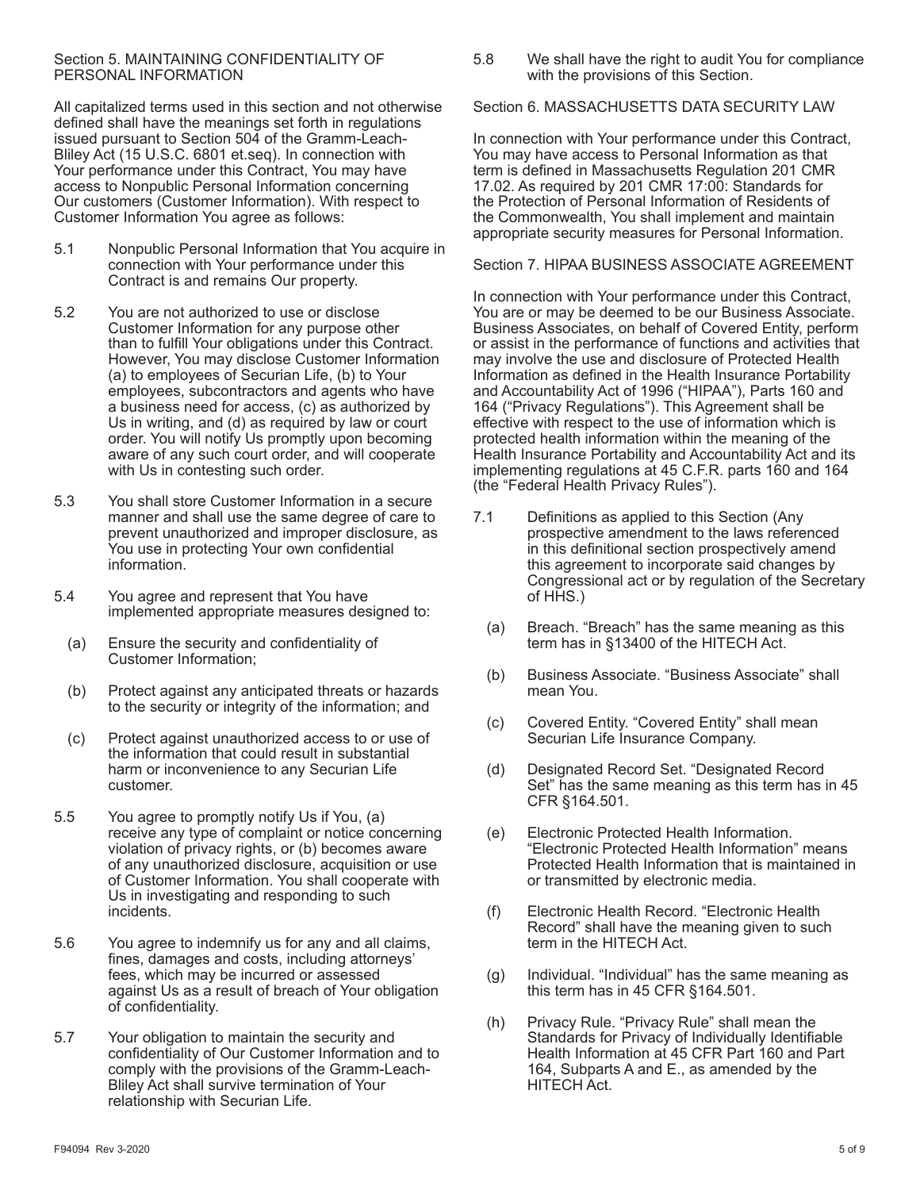## Section 5. MAINTAINING CONFIDENTIALITY OF PERSONAL INFORMATION

All capitalized terms used in this section and not otherwise defined shall have the meanings set forth in regulations issued pursuant to Section 504 of the Gramm-Leach-Bliley Act (15 U.S.C. 6801 et.seq). In connection with Your performance under this Contract, You may have access to Nonpublic Personal Information concerning Our customers (Customer Information). With respect to Customer Information You agree as follows:

5.1 Nonpublic Personal Information that You acquire in connection with Your performance under this Contract is and remains Our property.

5.2 You are not authorized to use or disclose Customer Information for any purpose other than to fulfill Your obligations under this Contract. However, You may disclose Customer Information (a) to employees of Securian Life, (b) to Your employees, subcontractors and agents who have a business need for access, (c) as authorized by Us in writing, and (d) as required by law or court order. You will notify Us promptly upon becoming aware of any such court order, and will cooperate with Us in contesting such order.

5.3 You shall store Customer Information in a secure manner and shall use the same degree of care to prevent unauthorized and improper disclosure, as You use in protecting Your own confidential information.

5.4 You agree and represent that You have implemented appropriate measures designed to:

(a) Ensure the security and confidentiality of Customer Information;

(b) Protect against any anticipated threats or hazards to the security or integrity of the information; and

(c) Protect against unauthorized access to or use of the information that could result in substantial harm or inconvenience to any Securian Life customer.

5.5 You agree to promptly notify Us if You, (a) receive any type of complaint or notice concerning violation of privacy rights, or (b) becomes aware of any unauthorized disclosure, acquisition or use of Customer Information. You shall cooperate with Us in investigating and responding to such incidents.

5.6 You agree to indemnify us for any and all claims, fines, damages and costs, including attorneys' fees, which may be incurred or assessed against Us as a result of breach of Your obligation of confidentiality.

5.7 Your obligation to maintain the security and confidentiality of Our Customer Information and to comply with the provisions of the Gramm-Leach-Bliley Act shall survive termination of Your relationship with Securian Life.

5.8 We shall have the right to audit You for compliance with the provisions of this Section.

## Section 6. MASSACHUSETTS DATA SECURITY LAW

In connection with Your performance under this Contract, You may have access to Personal Information as that term is defined in Massachusetts Regulation 201 CMR 17.02. As required by 201 CMR 17:00: Standards for the Protection of Personal Information of Residents of the Commonwealth, You shall implement and maintain appropriate security measures for Personal Information.

## Section 7. HIPAA BUSINESS ASSOCIATE AGREEMENT

In connection with Your performance under this Contract, You are or may be deemed to be our Business Associate. Business Associates, on behalf of Covered Entity, perform or assist in the performance of functions and activities that may involve the use and disclosure of Protected Health Information as defined in the Health Insurance Portability and Accountability Act of 1996 ("HIPAA"), Parts 160 and 164 ("Privacy Regulations"). This Agreement shall be effective with respect to the use of information which is protected health information within the meaning of the Health Insurance Portability and Accountability Act and its implementing regulations at 45 C.F.R. parts 160 and 164 (the "Federal Health Privacy Rules").

7.1 Definitions as applied to this Section (Any prospective amendment to the laws referenced in this definitional section prospectively amend this agreement to incorporate said changes by Congressional act or by regulation of the Secretary of HHS.)

(a) Breach. "Breach" has the same meaning as this term has in §13400 of the HITECH Act.

(b) Business Associate. "Business Associate" shall mean You.

(c) Covered Entity. "Covered Entity" shall mean Securian Life Insurance Company.

(d) Designated Record Set. "Designated Record Set" has the same meaning as this term has in 45 CFR §164.501.

(e) Electronic Protected Health Information. "Electronic Protected Health Information" means Protected Health Information that is maintained in or transmitted by electronic media.

(f) Electronic Health Record. "Electronic Health Record" shall have the meaning given to such term in the HITECH Act.

(g) Individual. "Individual" has the same meaning as this term has in 45 CFR §164.501.

(h) Privacy Rule. "Privacy Rule" shall mean the Standards for Privacy of Individually Identifiable Health Information at 45 CFR Part 160 and Part 164, Subparts A and E., as amended by the HITECH Act.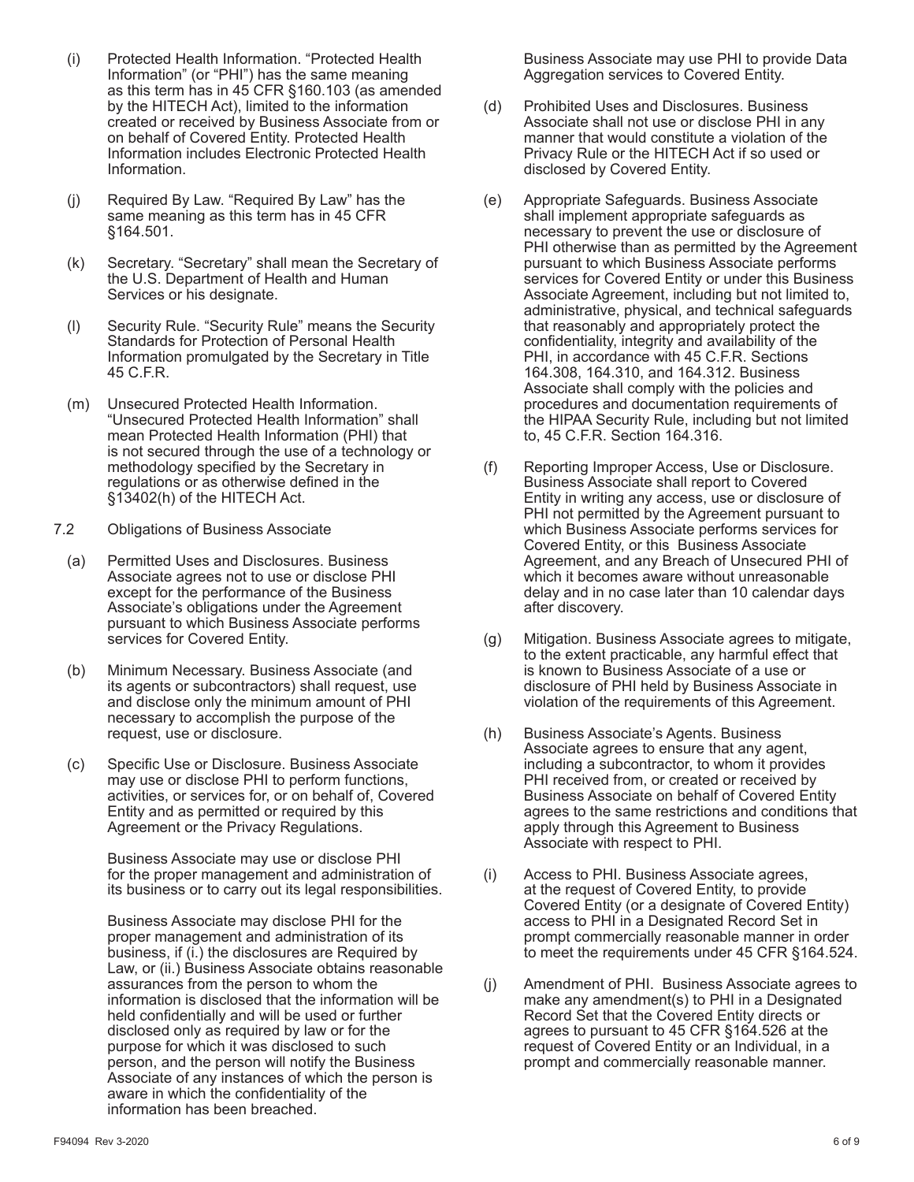(i) Protected Health Information. "Protected Health Information" (or "PHI") has the same meaning as this term has in 45 CFR §160.103 (as amended by the HITECH Act), limited to the information created or received by Business Associate from or on behalf of Covered Entity. Protected Health Information includes Electronic Protected Health Information.

(j) Required By Law. "Required By Law" has the same meaning as this term has in 45 CFR §164.501.

(k) Secretary. "Secretary" shall mean the Secretary of the U.S. Department of Health and Human Services or his designate.

(l) Security Rule. "Security Rule" means the Security Standards for Protection of Personal Health Information promulgated by the Secretary in Title 45 C.F.R.

(m) Unsecured Protected Health Information. "Unsecured Protected Health Information" shall mean Protected Health Information (PHI) that is not secured through the use of a technology or methodology specified by the Secretary in regulations or as otherwise defined in the §13402(h) of the HITECH Act.

7.2 Obligations of Business Associate

(a) Permitted Uses and Disclosures. Business Associate agrees not to use or disclose PHI except for the performance of the Business Associate's obligations under the Agreement pursuant to which Business Associate performs services for Covered Entity.

(b) Minimum Necessary. Business Associate (and its agents or subcontractors) shall request, use and disclose only the minimum amount of PHI necessary to accomplish the purpose of the request, use or disclosure.

(c) Specific Use or Disclosure. Business Associate may use or disclose PHI to perform functions, activities, or services for, or on behalf of, Covered Entity and as permitted or required by this Agreement or the Privacy Regulations.

Business Associate may use or disclose PHI for the proper management and administration of its business or to carry out its legal responsibilities.

Business Associate may disclose PHI for the proper management and administration of its business, if (i.) the disclosures are Required by Law, or (ii.) Business Associate obtains reasonable assurances from the person to whom the information is disclosed that the information will be held confidentially and will be used or further disclosed only as required by law or for the purpose for which it was disclosed to such person, and the person will notify the Business Associate of any instances of which the person is aware in which the confidentiality of the information has been breached.

Business Associate may use PHI to provide Data Aggregation services to Covered Entity.

(d) Prohibited Uses and Disclosures. Business Associate shall not use or disclose PHI in any manner that would constitute a violation of the Privacy Rule or the HITECH Act if so used or disclosed by Covered Entity.

(e) Appropriate Safeguards. Business Associate shall implement appropriate safeguards as necessary to prevent the use or disclosure of PHI otherwise than as permitted by the Agreement pursuant to which Business Associate performs services for Covered Entity or under this Business Associate Agreement, including but not limited to, administrative, physical, and technical safeguards that reasonably and appropriately protect the confidentiality, integrity and availability of the PHI, in accordance with 45 C.F.R. Sections 164.308, 164.310, and 164.312. Business Associate shall comply with the policies and procedures and documentation requirements of the HIPAA Security Rule, including but not limited to, 45 C.F.R. Section 164.316.

(f) Reporting Improper Access, Use or Disclosure. Business Associate shall report to Covered Entity in writing any access, use or disclosure of PHI not permitted by the Agreement pursuant to which Business Associate performs services for Covered Entity, or this Business Associate Agreement, and any Breach of Unsecured PHI of which it becomes aware without unreasonable delay and in no case later than 10 calendar days after discovery.

(g) Mitigation. Business Associate agrees to mitigate, to the extent practicable, any harmful effect that is known to Business Associate of a use or disclosure of PHI held by Business Associate in violation of the requirements of this Agreement.

(h) Business Associate's Agents. Business Associate agrees to ensure that any agent, including a subcontractor, to whom it provides PHI received from, or created or received by Business Associate on behalf of Covered Entity agrees to the same restrictions and conditions that apply through this Agreement to Business Associate with respect to PHI.

(i) Access to PHI. Business Associate agrees, at the request of Covered Entity, to provide Covered Entity (or a designate of Covered Entity) access to PHI in a Designated Record Set in prompt commercially reasonable manner in order to meet the requirements under 45 CFR §164.524.

(j) Amendment of PHI. Business Associate agrees to make any amendment(s) to PHI in a Designated Record Set that the Covered Entity directs or agrees to pursuant to 45 CFR §164.526 at the request of Covered Entity or an Individual, in a prompt and commercially reasonable manner.

F94094 Rev 3-2020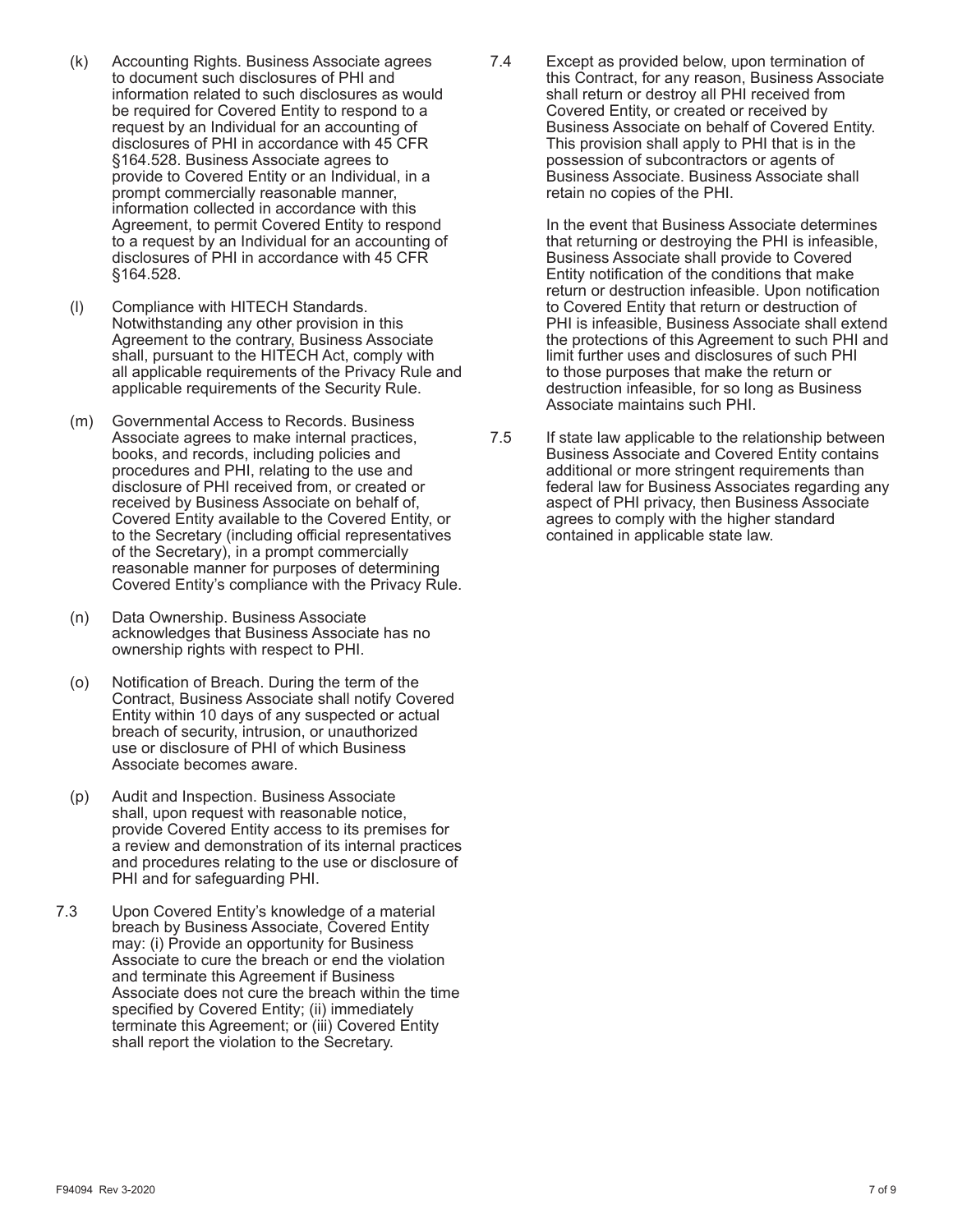(k) Accounting Rights. Business Associate agrees to document such disclosures of PHI and information related to such disclosures as would be required for Covered Entity to respond to a request by an Individual for an accounting of disclosures of PHI in accordance with 45 CFR §164.528. Business Associate agrees to provide to Covered Entity or an Individual, in a prompt commercially reasonable manner, information collected in accordance with this Agreement, to permit Covered Entity to respond to a request by an Individual for an accounting of disclosures of PHI in accordance with 45 CFR §164.528.

(l) Compliance with HITECH Standards. Notwithstanding any other provision in this Agreement to the contrary, Business Associate shall, pursuant to the HITECH Act, comply with all applicable requirements of the Privacy Rule and applicable requirements of the Security Rule.

(m) Governmental Access to Records. Business Associate agrees to make internal practices, books, and records, including policies and procedures and PHI, relating to the use and disclosure of PHI received from, or created or received by Business Associate on behalf of, Covered Entity available to the Covered Entity, or to the Secretary (including official representatives of the Secretary), in a prompt commercially reasonable manner for purposes of determining Covered Entity's compliance with the Privacy Rule.

(n) Data Ownership. Business Associate acknowledges that Business Associate has no ownership rights with respect to PHI.

(o) Notification of Breach. During the term of the Contract, Business Associate shall notify Covered Entity within 10 days of any suspected or actual breach of security, intrusion, or unauthorized use or disclosure of PHI of which Business Associate becomes aware.

(p) Audit and Inspection. Business Associate shall, upon request with reasonable notice, provide Covered Entity access to its premises for a review and demonstration of its internal practices and procedures relating to the use or disclosure of PHI and for safeguarding PHI.

7.3 Upon Covered Entity's knowledge of a material breach by Business Associate, Covered Entity may: (i) Provide an opportunity for Business Associate to cure the breach or end the violation and terminate this Agreement if Business Associate does not cure the breach within the time specified by Covered Entity; (ii) immediately terminate this Agreement; or (iii) Covered Entity shall report the violation to the Secretary.

7.4 Except as provided below, upon termination of this Contract, for any reason, Business Associate shall return or destroy all PHI received from Covered Entity, or created or received by Business Associate on behalf of Covered Entity. This provision shall apply to PHI that is in the possession of subcontractors or agents of Business Associate. Business Associate shall retain no copies of the PHI.

In the event that Business Associate determines that returning or destroying the PHI is infeasible, Business Associate shall provide to Covered Entity notification of the conditions that make return or destruction infeasible. Upon notification to Covered Entity that return or destruction of PHI is infeasible, Business Associate shall extend the protections of this Agreement to such PHI and limit further uses and disclosures of such PHI to those purposes that make the return or destruction infeasible, for so long as Business Associate maintains such PHI.

7.5 If state law applicable to the relationship between Business Associate and Covered Entity contains additional or more stringent requirements than federal law for Business Associates regarding any aspect of PHI privacy, then Business Associate agrees to comply with the higher standard contained in applicable state law.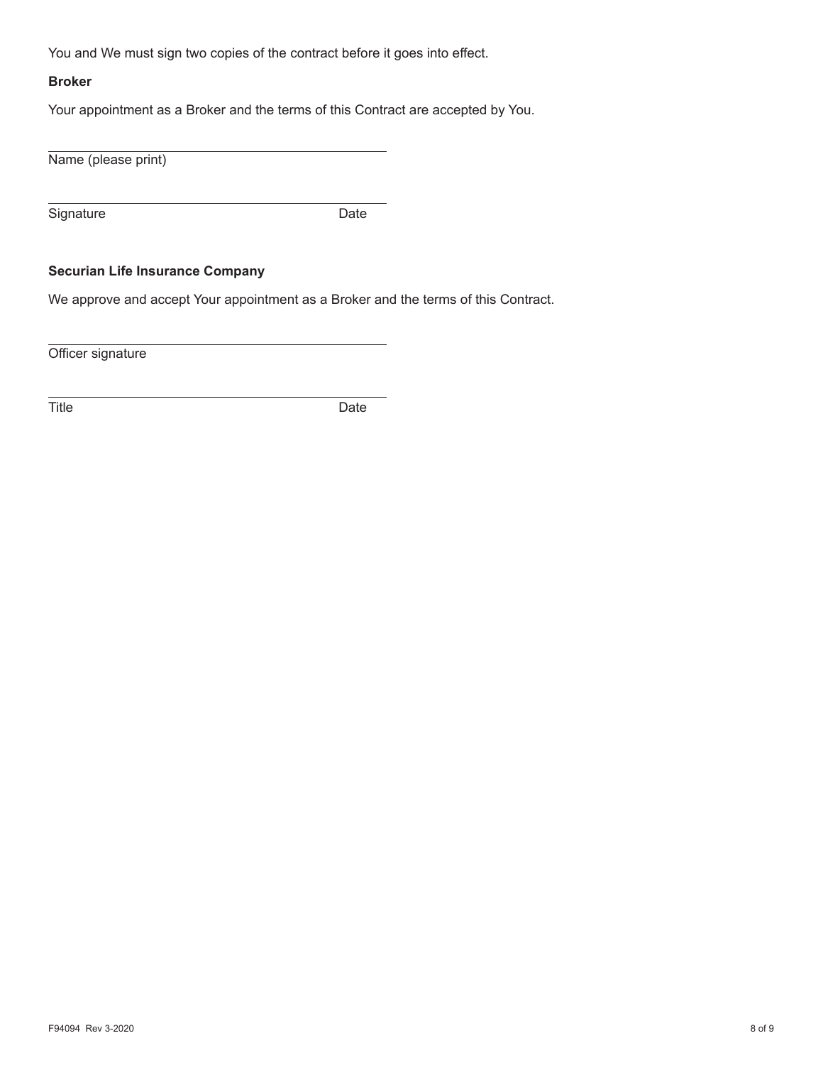You and We must sign two copies of the contract before it goes into effect.

**Broker**

Your appointment as a Broker and the terms of this Contract are accepted by You.

\_\_\_\_\_\_\_\_\_\_\_\_\_\_\_\_\_\_\_\_\_\_\_\_\_\_\_\_\_\_\_\_\_\_\_\_\_\_\_\_

Name (please print)

\_\_\_\_\_\_\_\_\_\_\_\_\_\_\_\_\_\_\_\_\_\_\_\_\_\_\_\_\_\_\_\_\_\_\_\_\_\_\_\_

Signature Date

**Securian Life Insurance Company**

We approve and accept Your appointment as a Broker and the terms of this Contract.

\_\_\_\_\_\_\_\_\_\_\_\_\_\_\_\_\_\_\_\_\_\_\_\_\_\_\_\_\_\_\_\_\_\_\_\_\_\_\_\_

Officer signature

\_\_\_\_\_\_\_\_\_\_\_\_\_\_\_\_\_\_\_\_\_\_\_\_\_\_\_\_\_\_\_\_\_\_\_\_\_\_\_\_

Title Date

F94094 Rev 3-2020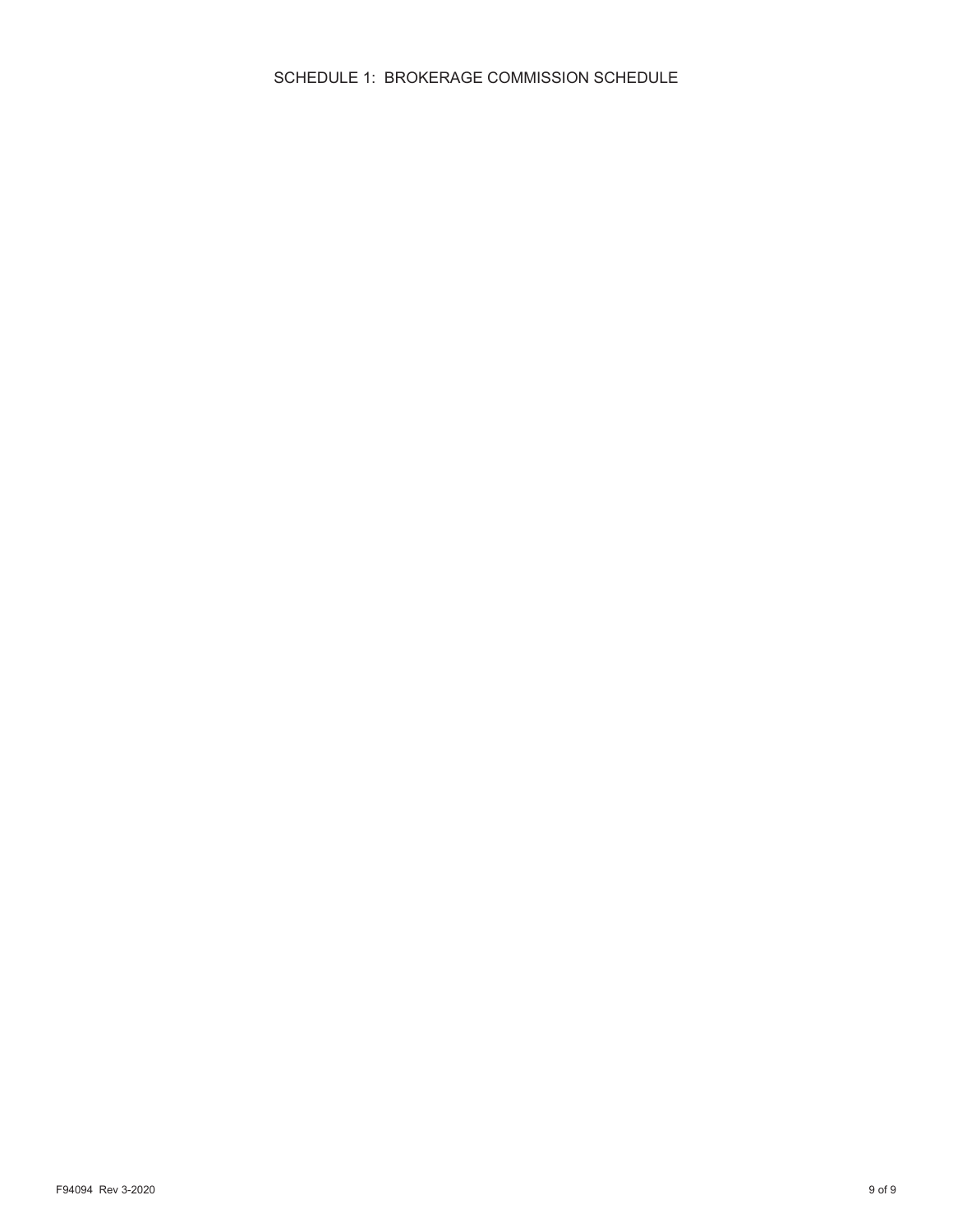# SCHEDULE 1: BROKERAGE COMMISSION SCHEDULE